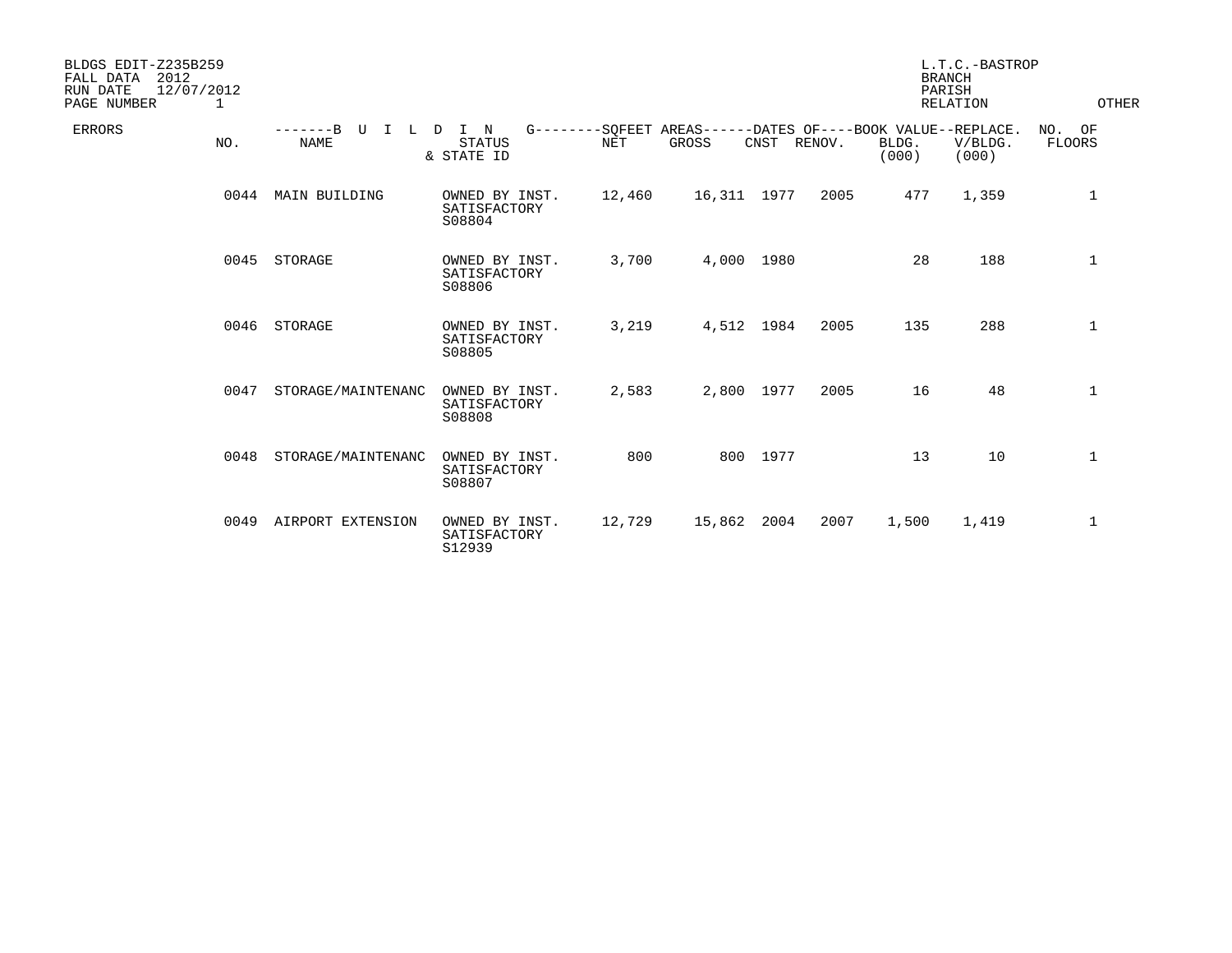BLDGS EDIT-Z235B259
FALL DATA 2012
RUN DATE 12/07/2012
PAGE NUMBER 1

L.T.C.-BASTROP
BRANCH
PARISH
RELATION
OTHER

| ERRORS | NO. | BUILDING NAME | STATUS & STATE ID | SQFEET AREAS NET | SQFEET AREAS GROSS | DATES OF CNST | DATES OF RENOV. | BOOK VALUE BLDG. (000) | REPLACE. V/BLDG. (000) | NO. OF FLOORS |
|---|---|---|---|---|---|---|---|---|---|---|
| | 0044 | MAIN BUILDING | OWNED BY INST. SATISFACTORY S08804 | 12,460 | 16,311 | 1977 | 2005 | 477 | 1,359 | 1 |
| | 0045 | STORAGE | OWNED BY INST. SATISFACTORY S08806 | 3,700 | 4,000 | 1980 | | 28 | 188 | 1 |
| | 0046 | STORAGE | OWNED BY INST. SATISFACTORY S08805 | 3,219 | 4,512 | 1984 | 2005 | 135 | 288 | 1 |
| | 0047 | STORAGE/MAINTENANC | OWNED BY INST. SATISFACTORY S08808 | 2,583 | 2,800 | 1977 | 2005 | 16 | 48 | 1 |
| | 0048 | STORAGE/MAINTENANC | OWNED BY INST. SATISFACTORY S08807 | 800 | 800 | 1977 | | 13 | 10 | 1 |
| | 0049 | AIRPORT EXTENSION | OWNED BY INST. SATISFACTORY S12939 | 12,729 | 15,862 | 2004 | 2007 | 1,500 | 1,419 | 1 |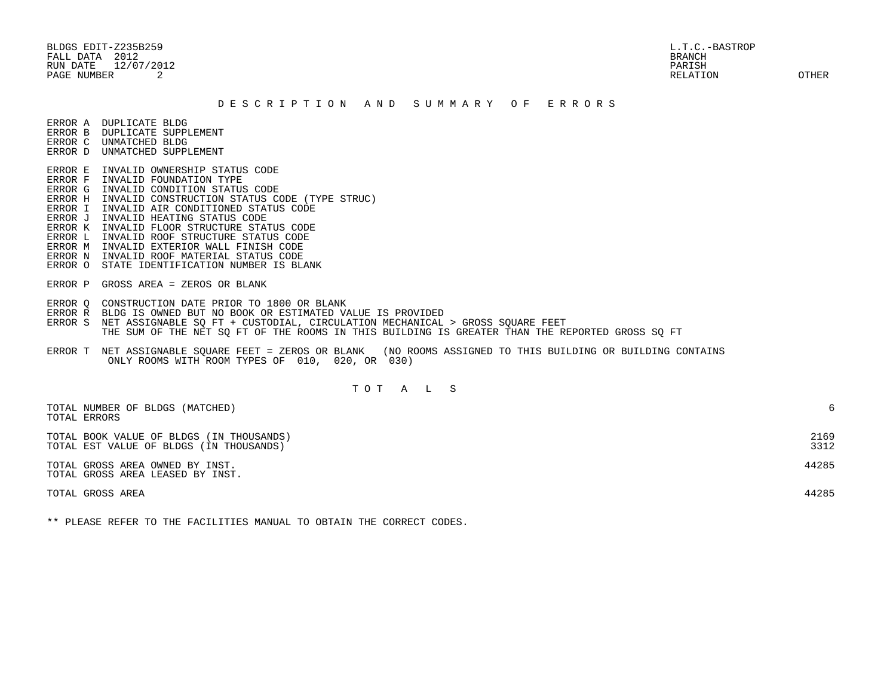BLDGS EDIT-Z235B259
FALL DATA 2012
RUN DATE 12/07/2012
PAGE NUMBER 2

L.T.C.-BASTROP
BRANCH
PARISH
RELATION OTHER

## D E S C R I P T I O N  A N D  S U M M A R Y  O F  E R R O R S

ERROR A DUPLICATE BLDG
ERROR B DUPLICATE SUPPLEMENT
ERROR C UNMATCHED BLDG
ERROR D UNMATCHED SUPPLEMENT

ERROR E INVALID OWNERSHIP STATUS CODE
ERROR F INVALID FOUNDATION TYPE
ERROR G INVALID CONDITION STATUS CODE
ERROR H INVALID CONSTRUCTION STATUS CODE (TYPE STRUC)
ERROR I INVALID AIR CONDITIONED STATUS CODE
ERROR J INVALID HEATING STATUS CODE
ERROR K INVALID FLOOR STRUCTURE STATUS CODE
ERROR L INVALID ROOF STRUCTURE STATUS CODE
ERROR M INVALID EXTERIOR WALL FINISH CODE
ERROR N INVALID ROOF MATERIAL STATUS CODE
ERROR O STATE IDENTIFICATION NUMBER IS BLANK

ERROR P GROSS AREA = ZEROS OR BLANK

ERROR Q CONSTRUCTION DATE PRIOR TO 1800 OR BLANK
ERROR R BLDG IS OWNED BUT NO BOOK OR ESTIMATED VALUE IS PROVIDED
ERROR S NET ASSIGNABLE SQ FT + CUSTODIAL, CIRCULATION MECHANICAL > GROSS SQUARE FEET
THE SUM OF THE NET SQ FT OF THE ROOMS IN THIS BUILDING IS GREATER THAN THE REPORTED GROSS SQ FT

ERROR T NET ASSIGNABLE SQUARE FEET = ZEROS OR BLANK (NO ROOMS ASSIGNED TO THIS BUILDING OR BUILDING CONTAINS ONLY ROOMS WITH ROOM TYPES OF 010, 020, OR 030)

## T O T A L S

| | |
|---|---|
| TOTAL NUMBER OF BLDGS (MATCHED) | 6 |
| TOTAL ERRORS | |
| TOTAL BOOK VALUE OF BLDGS (IN THOUSANDS) | 2169 |
| TOTAL EST VALUE OF BLDGS (IN THOUSANDS) | 3312 |
| TOTAL GROSS AREA OWNED BY INST. | 44285 |
| TOTAL GROSS AREA LEASED BY INST. | |
| TOTAL GROSS AREA | 44285 |

** PLEASE REFER TO THE FACILITIES MANUAL TO OBTAIN THE CORRECT CODES.